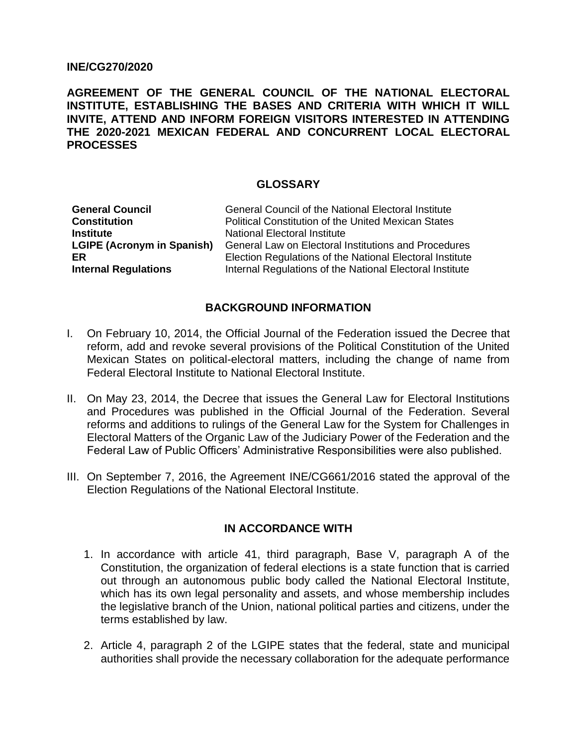**INE/CG270/2020**

# AGREEMENT OF THE GENERAL COUNCIL OF THE NATIONAL ELECTORAL INSTITUTE, ESTABLISHING THE BASES AND CRITERIA WITH WHICH IT WILL INVITE, ATTEND AND INFORM FOREIGN VISITORS INTERESTED IN ATTENDING THE 2020-2021 MEXICAN FEDERAL AND CONCURRENT LOCAL ELECTORAL PROCESSES

## GLOSSARY

| | |
|---|---|
| **General Council** | General Council of the National Electoral Institute |
| **Constitution** | Political Constitution of the United Mexican States |
| **Institute** | National Electoral Institute |
| **LGIPE (Acronym in Spanish)** | General Law on Electoral Institutions and Procedures |
| **ER** | Election Regulations of the National Electoral Institute |
| **Internal Regulations** | Internal Regulations of the National Electoral Institute |

## BACKGROUND INFORMATION

I. On February 10, 2014, the Official Journal of the Federation issued the Decree that reform, add and revoke several provisions of the Political Constitution of the United Mexican States on political-electoral matters, including the change of name from Federal Electoral Institute to National Electoral Institute.

II. On May 23, 2014, the Decree that issues the General Law for Electoral Institutions and Procedures was published in the Official Journal of the Federation. Several reforms and additions to rulings of the General Law for the System for Challenges in Electoral Matters of the Organic Law of the Judiciary Power of the Federation and the Federal Law of Public Officers' Administrative Responsibilities were also published.

III. On September 7, 2016, the Agreement INE/CG661/2016 stated the approval of the Election Regulations of the National Electoral Institute.

## IN ACCORDANCE WITH

1. In accordance with article 41, third paragraph, Base V, paragraph A of the Constitution, the organization of federal elections is a state function that is carried out through an autonomous public body called the National Electoral Institute, which has its own legal personality and assets, and whose membership includes the legislative branch of the Union, national political parties and citizens, under the terms established by law.

2. Article 4, paragraph 2 of the LGIPE states that the federal, state and municipal authorities shall provide the necessary collaboration for the adequate performance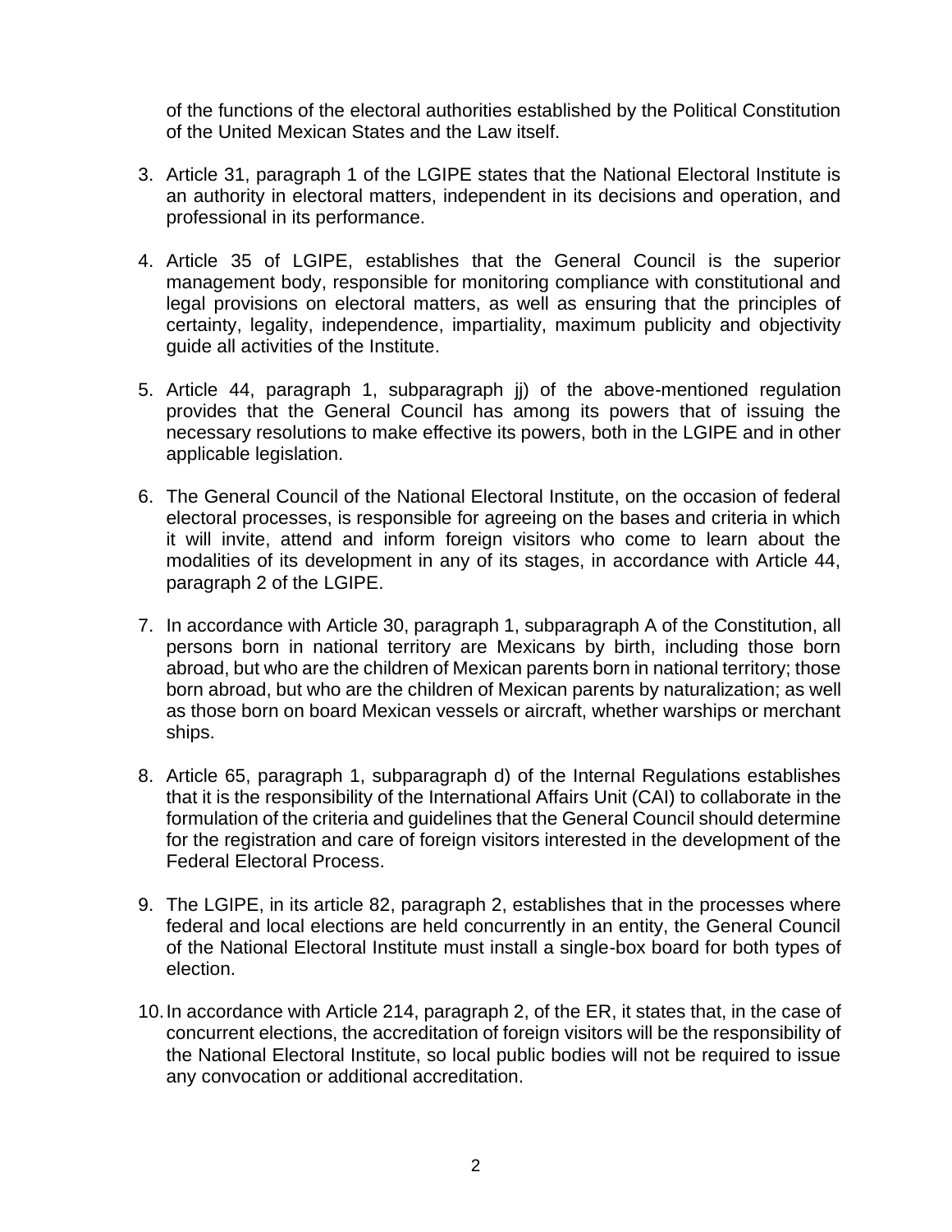of the functions of the electoral authorities established by the Political Constitution of the United Mexican States and the Law itself.

3. Article 31, paragraph 1 of the LGIPE states that the National Electoral Institute is an authority in electoral matters, independent in its decisions and operation, and professional in its performance.

4. Article 35 of LGIPE, establishes that the General Council is the superior management body, responsible for monitoring compliance with constitutional and legal provisions on electoral matters, as well as ensuring that the principles of certainty, legality, independence, impartiality, maximum publicity and objectivity guide all activities of the Institute.

5. Article 44, paragraph 1, subparagraph jj) of the above-mentioned regulation provides that the General Council has among its powers that of issuing the necessary resolutions to make effective its powers, both in the LGIPE and in other applicable legislation.

6. The General Council of the National Electoral Institute, on the occasion of federal electoral processes, is responsible for agreeing on the bases and criteria in which it will invite, attend and inform foreign visitors who come to learn about the modalities of its development in any of its stages, in accordance with Article 44, paragraph 2 of the LGIPE.

7. In accordance with Article 30, paragraph 1, subparagraph A of the Constitution, all persons born in national territory are Mexicans by birth, including those born abroad, but who are the children of Mexican parents born in national territory; those born abroad, but who are the children of Mexican parents by naturalization; as well as those born on board Mexican vessels or aircraft, whether warships or merchant ships.

8. Article 65, paragraph 1, subparagraph d) of the Internal Regulations establishes that it is the responsibility of the International Affairs Unit (CAI) to collaborate in the formulation of the criteria and guidelines that the General Council should determine for the registration and care of foreign visitors interested in the development of the Federal Electoral Process.

9. The LGIPE, in its article 82, paragraph 2, establishes that in the processes where federal and local elections are held concurrently in an entity, the General Council of the National Electoral Institute must install a single-box board for both types of election.

10. In accordance with Article 214, paragraph 2, of the ER, it states that, in the case of concurrent elections, the accreditation of foreign visitors will be the responsibility of the National Electoral Institute, so local public bodies will not be required to issue any convocation or additional accreditation.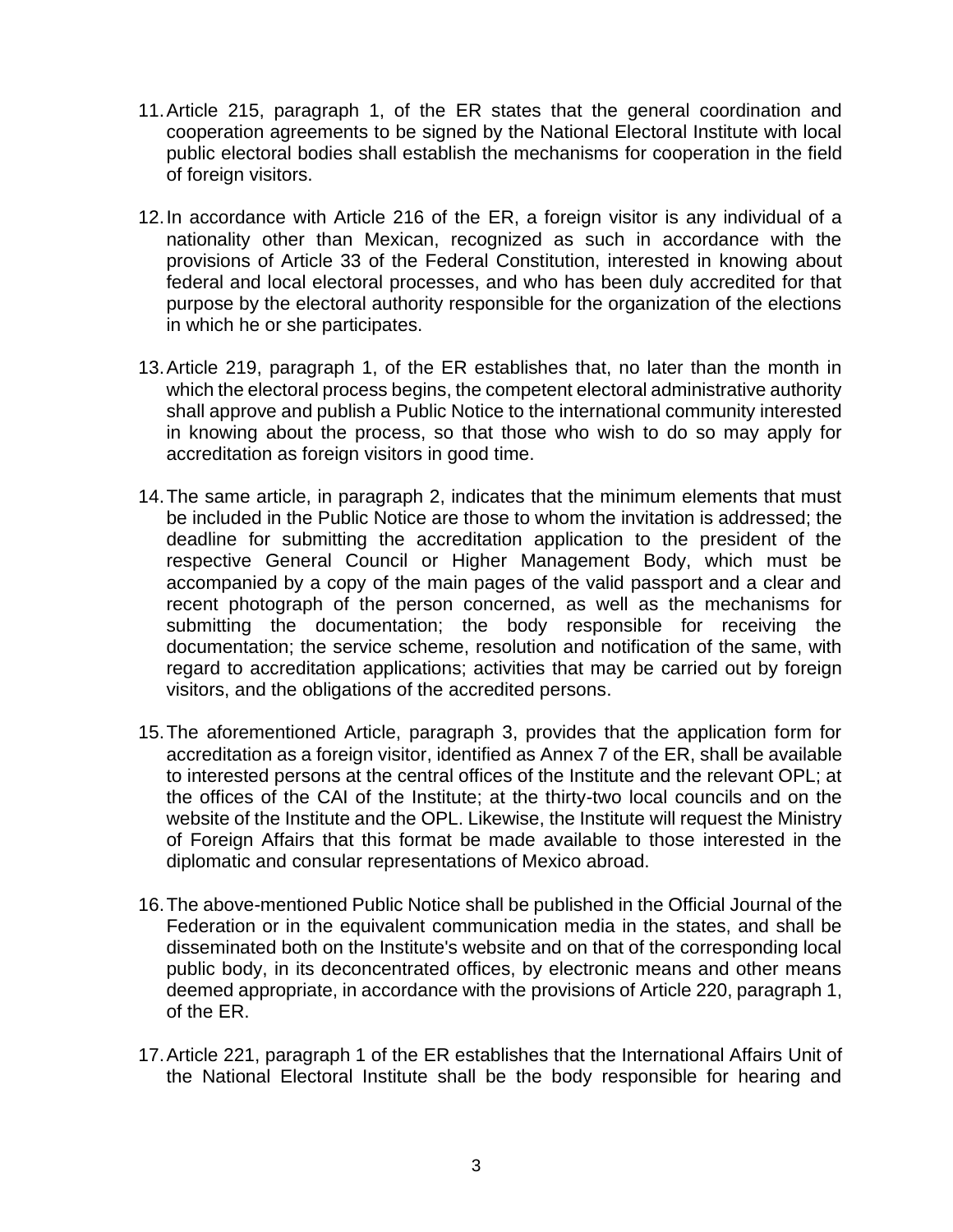11. Article 215, paragraph 1, of the ER states that the general coordination and cooperation agreements to be signed by the National Electoral Institute with local public electoral bodies shall establish the mechanisms for cooperation in the field of foreign visitors.

12. In accordance with Article 216 of the ER, a foreign visitor is any individual of a nationality other than Mexican, recognized as such in accordance with the provisions of Article 33 of the Federal Constitution, interested in knowing about federal and local electoral processes, and who has been duly accredited for that purpose by the electoral authority responsible for the organization of the elections in which he or she participates.

13. Article 219, paragraph 1, of the ER establishes that, no later than the month in which the electoral process begins, the competent electoral administrative authority shall approve and publish a Public Notice to the international community interested in knowing about the process, so that those who wish to do so may apply for accreditation as foreign visitors in good time.

14. The same article, in paragraph 2, indicates that the minimum elements that must be included in the Public Notice are those to whom the invitation is addressed; the deadline for submitting the accreditation application to the president of the respective General Council or Higher Management Body, which must be accompanied by a copy of the main pages of the valid passport and a clear and recent photograph of the person concerned, as well as the mechanisms for submitting the documentation; the body responsible for receiving the documentation; the service scheme, resolution and notification of the same, with regard to accreditation applications; activities that may be carried out by foreign visitors, and the obligations of the accredited persons.

15. The aforementioned Article, paragraph 3, provides that the application form for accreditation as a foreign visitor, identified as Annex 7 of the ER, shall be available to interested persons at the central offices of the Institute and the relevant OPL; at the offices of the CAI of the Institute; at the thirty-two local councils and on the website of the Institute and the OPL. Likewise, the Institute will request the Ministry of Foreign Affairs that this format be made available to those interested in the diplomatic and consular representations of Mexico abroad.

16. The above-mentioned Public Notice shall be published in the Official Journal of the Federation or in the equivalent communication media in the states, and shall be disseminated both on the Institute's website and on that of the corresponding local public body, in its deconcentrated offices, by electronic means and other means deemed appropriate, in accordance with the provisions of Article 220, paragraph 1, of the ER.

17. Article 221, paragraph 1 of the ER establishes that the International Affairs Unit of the National Electoral Institute shall be the body responsible for hearing and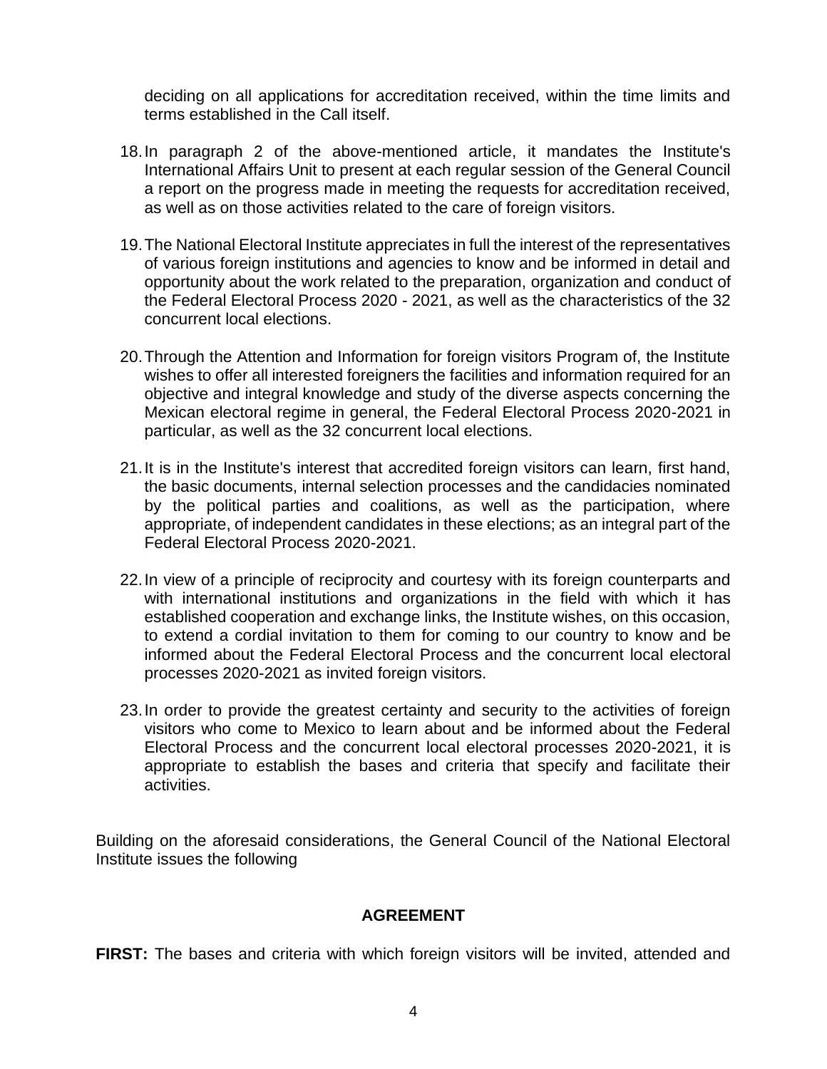deciding on all applications for accreditation received, within the time limits and terms established in the Call itself.

18. In paragraph 2 of the above-mentioned article, it mandates the Institute's International Affairs Unit to present at each regular session of the General Council a report on the progress made in meeting the requests for accreditation received, as well as on those activities related to the care of foreign visitors.

19. The National Electoral Institute appreciates in full the interest of the representatives of various foreign institutions and agencies to know and be informed in detail and opportunity about the work related to the preparation, organization and conduct of the Federal Electoral Process 2020 - 2021, as well as the characteristics of the 32 concurrent local elections.

20. Through the Attention and Information for foreign visitors Program of, the Institute wishes to offer all interested foreigners the facilities and information required for an objective and integral knowledge and study of the diverse aspects concerning the Mexican electoral regime in general, the Federal Electoral Process 2020-2021 in particular, as well as the 32 concurrent local elections.

21. It is in the Institute's interest that accredited foreign visitors can learn, first hand, the basic documents, internal selection processes and the candidacies nominated by the political parties and coalitions, as well as the participation, where appropriate, of independent candidates in these elections; as an integral part of the Federal Electoral Process 2020-2021.

22. In view of a principle of reciprocity and courtesy with its foreign counterparts and with international institutions and organizations in the field with which it has established cooperation and exchange links, the Institute wishes, on this occasion, to extend a cordial invitation to them for coming to our country to know and be informed about the Federal Electoral Process and the concurrent local electoral processes 2020-2021 as invited foreign visitors.

23. In order to provide the greatest certainty and security to the activities of foreign visitors who come to Mexico to learn about and be informed about the Federal Electoral Process and the concurrent local electoral processes 2020-2021, it is appropriate to establish the bases and criteria that specify and facilitate their activities.

Building on the aforesaid considerations, the General Council of the National Electoral Institute issues the following

**AGREEMENT**

**FIRST:** The bases and criteria with which foreign visitors will be invited, attended and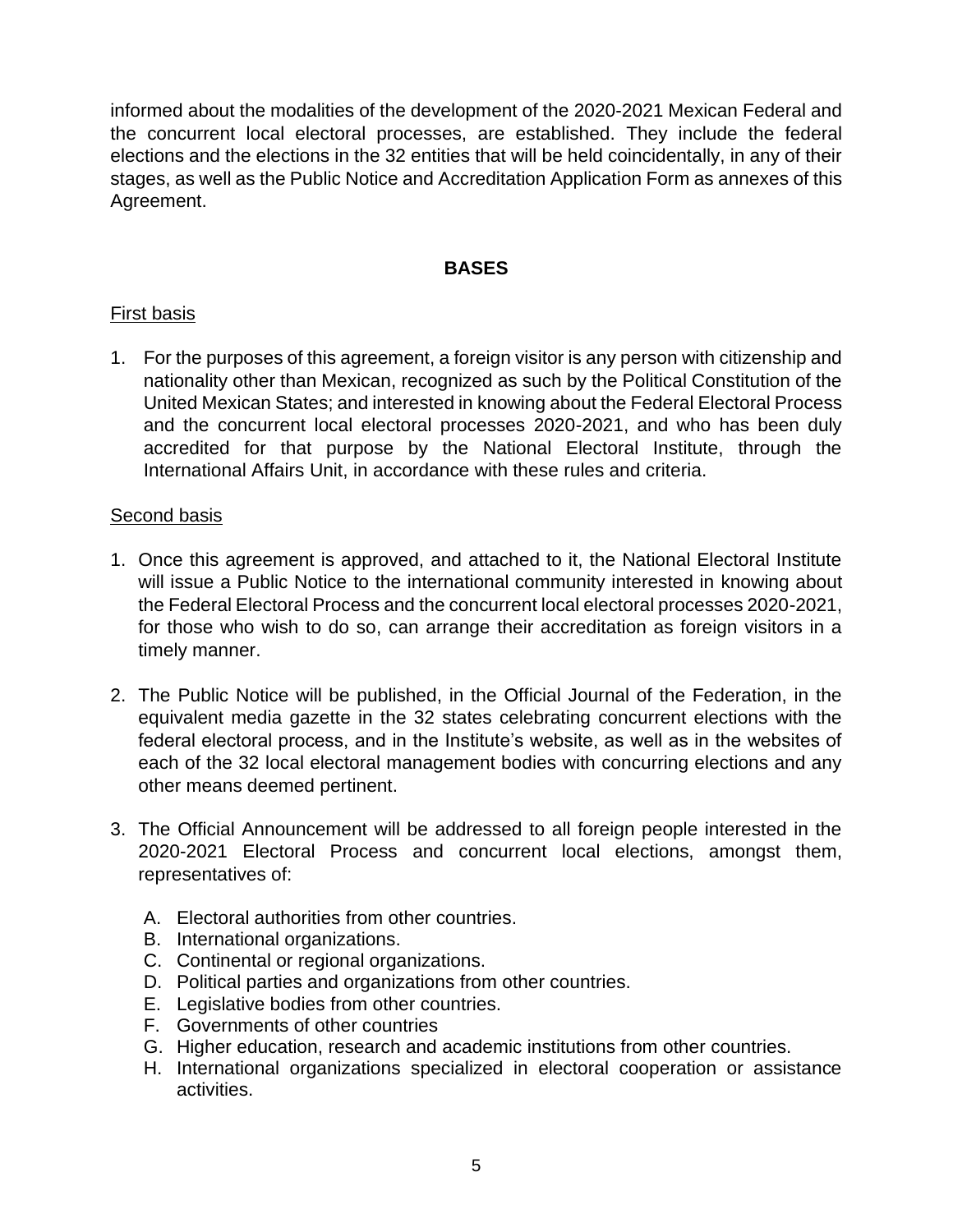informed about the modalities of the development of the 2020-2021 Mexican Federal and the concurrent local electoral processes, are established. They include the federal elections and the elections in the 32 entities that will be held coincidentally, in any of their stages, as well as the Public Notice and Accreditation Application Form as annexes of this Agreement.

## BASES

### First basis

1. For the purposes of this agreement, a foreign visitor is any person with citizenship and nationality other than Mexican, recognized as such by the Political Constitution of the United Mexican States; and interested in knowing about the Federal Electoral Process and the concurrent local electoral processes 2020-2021, and who has been duly accredited for that purpose by the National Electoral Institute, through the International Affairs Unit, in accordance with these rules and criteria.

### Second basis

1. Once this agreement is approved, and attached to it, the National Electoral Institute will issue a Public Notice to the international community interested in knowing about the Federal Electoral Process and the concurrent local electoral processes 2020-2021, for those who wish to do so, can arrange their accreditation as foreign visitors in a timely manner.

2. The Public Notice will be published, in the Official Journal of the Federation, in the equivalent media gazette in the 32 states celebrating concurrent elections with the federal electoral process, and in the Institute's website, as well as in the websites of each of the 32 local electoral management bodies with concurring elections and any other means deemed pertinent.

3. The Official Announcement will be addressed to all foreign people interested in the 2020-2021 Electoral Process and concurrent local elections, amongst them, representatives of:

   A. Electoral authorities from other countries.
   B. International organizations.
   C. Continental or regional organizations.
   D. Political parties and organizations from other countries.
   E. Legislative bodies from other countries.
   F. Governments of other countries
   G. Higher education, research and academic institutions from other countries.
   H. International organizations specialized in electoral cooperation or assistance activities.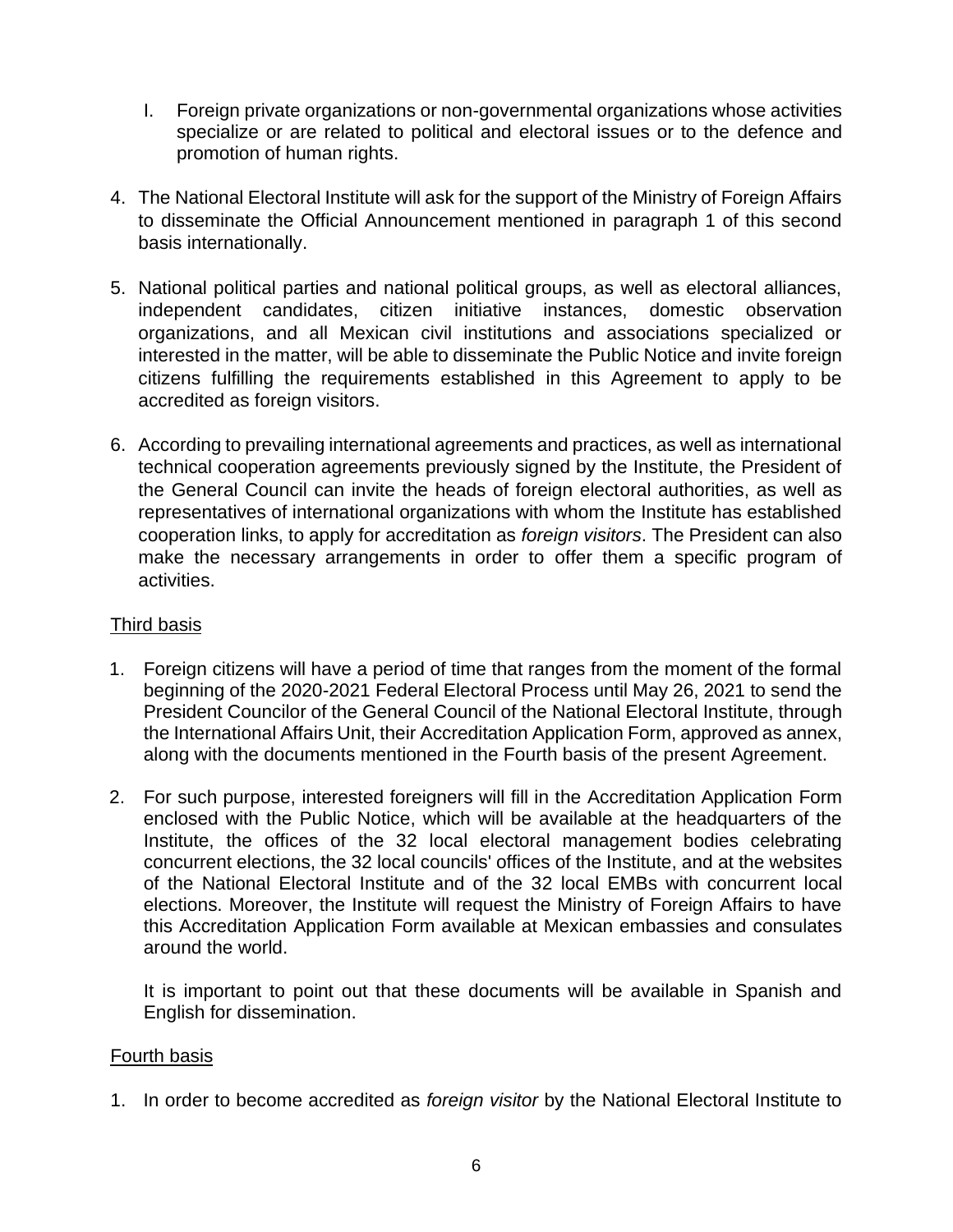I. Foreign private organizations or non-governmental organizations whose activities specialize or are related to political and electoral issues or to the defence and promotion of human rights.

4. The National Electoral Institute will ask for the support of the Ministry of Foreign Affairs to disseminate the Official Announcement mentioned in paragraph 1 of this second basis internationally.

5. National political parties and national political groups, as well as electoral alliances, independent candidates, citizen initiative instances, domestic observation organizations, and all Mexican civil institutions and associations specialized or interested in the matter, will be able to disseminate the Public Notice and invite foreign citizens fulfilling the requirements established in this Agreement to apply to be accredited as foreign visitors.

6. According to prevailing international agreements and practices, as well as international technical cooperation agreements previously signed by the Institute, the President of the General Council can invite the heads of foreign electoral authorities, as well as representatives of international organizations with whom the Institute has established cooperation links, to apply for accreditation as *foreign visitors*. The President can also make the necessary arrangements in order to offer them a specific program of activities.

Third basis

1. Foreign citizens will have a period of time that ranges from the moment of the formal beginning of the 2020-2021 Federal Electoral Process until May 26, 2021 to send the President Councilor of the General Council of the National Electoral Institute, through the International Affairs Unit, their Accreditation Application Form, approved as annex, along with the documents mentioned in the Fourth basis of the present Agreement.

2. For such purpose, interested foreigners will fill in the Accreditation Application Form enclosed with the Public Notice, which will be available at the headquarters of the Institute, the offices of the 32 local electoral management bodies celebrating concurrent elections, the 32 local councils' offices of the Institute, and at the websites of the National Electoral Institute and of the 32 local EMBs with concurrent local elections. Moreover, the Institute will request the Ministry of Foreign Affairs to have this Accreditation Application Form available at Mexican embassies and consulates around the world.

   It is important to point out that these documents will be available in Spanish and English for dissemination.

Fourth basis

1. In order to become accredited as *foreign visitor* by the National Electoral Institute to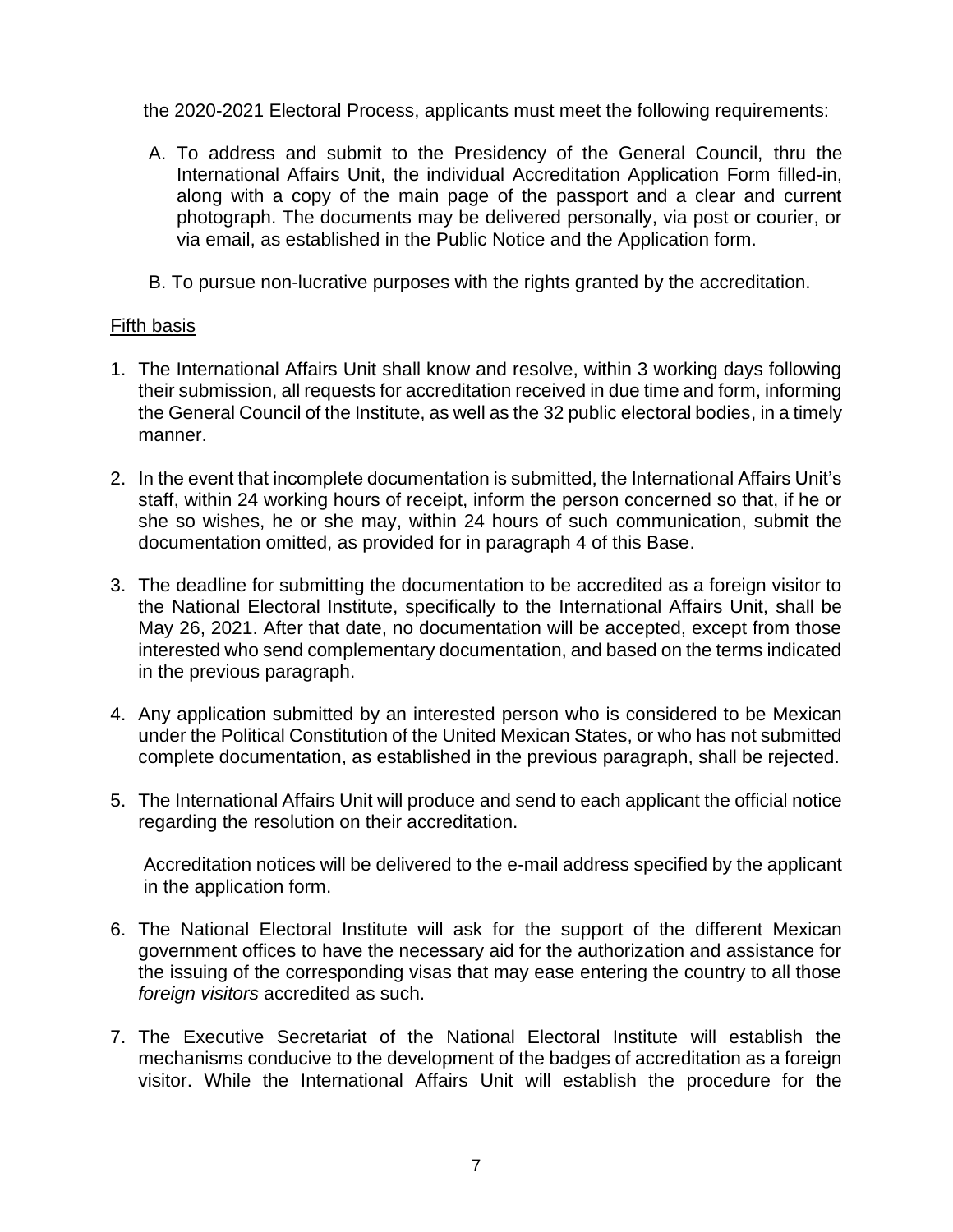the 2020-2021 Electoral Process, applicants must meet the following requirements:

A. To address and submit to the Presidency of the General Council, thru the International Affairs Unit, the individual Accreditation Application Form filled-in, along with a copy of the main page of the passport and a clear and current photograph. The documents may be delivered personally, via post or courier, or via email, as established in the Public Notice and the Application form.

B. To pursue non-lucrative purposes with the rights granted by the accreditation.

<u>Fifth basis</u>

1. The International Affairs Unit shall know and resolve, within 3 working days following their submission, all requests for accreditation received in due time and form, informing the General Council of the Institute, as well as the 32 public electoral bodies, in a timely manner.

2. In the event that incomplete documentation is submitted, the International Affairs Unit's staff, within 24 working hours of receipt, inform the person concerned so that, if he or she so wishes, he or she may, within 24 hours of such communication, submit the documentation omitted, as provided for in paragraph 4 of this Base.

3. The deadline for submitting the documentation to be accredited as a foreign visitor to the National Electoral Institute, specifically to the International Affairs Unit, shall be May 26, 2021. After that date, no documentation will be accepted, except from those interested who send complementary documentation, and based on the terms indicated in the previous paragraph.

4. Any application submitted by an interested person who is considered to be Mexican under the Political Constitution of the United Mexican States, or who has not submitted complete documentation, as established in the previous paragraph, shall be rejected.

5. The International Affairs Unit will produce and send to each applicant the official notice regarding the resolution on their accreditation.

   Accreditation notices will be delivered to the e-mail address specified by the applicant in the application form.

6. The National Electoral Institute will ask for the support of the different Mexican government offices to have the necessary aid for the authorization and assistance for the issuing of the corresponding visas that may ease entering the country to all those *foreign visitors* accredited as such.

7. The Executive Secretariat of the National Electoral Institute will establish the mechanisms conducive to the development of the badges of accreditation as a foreign visitor. While the International Affairs Unit will establish the procedure for the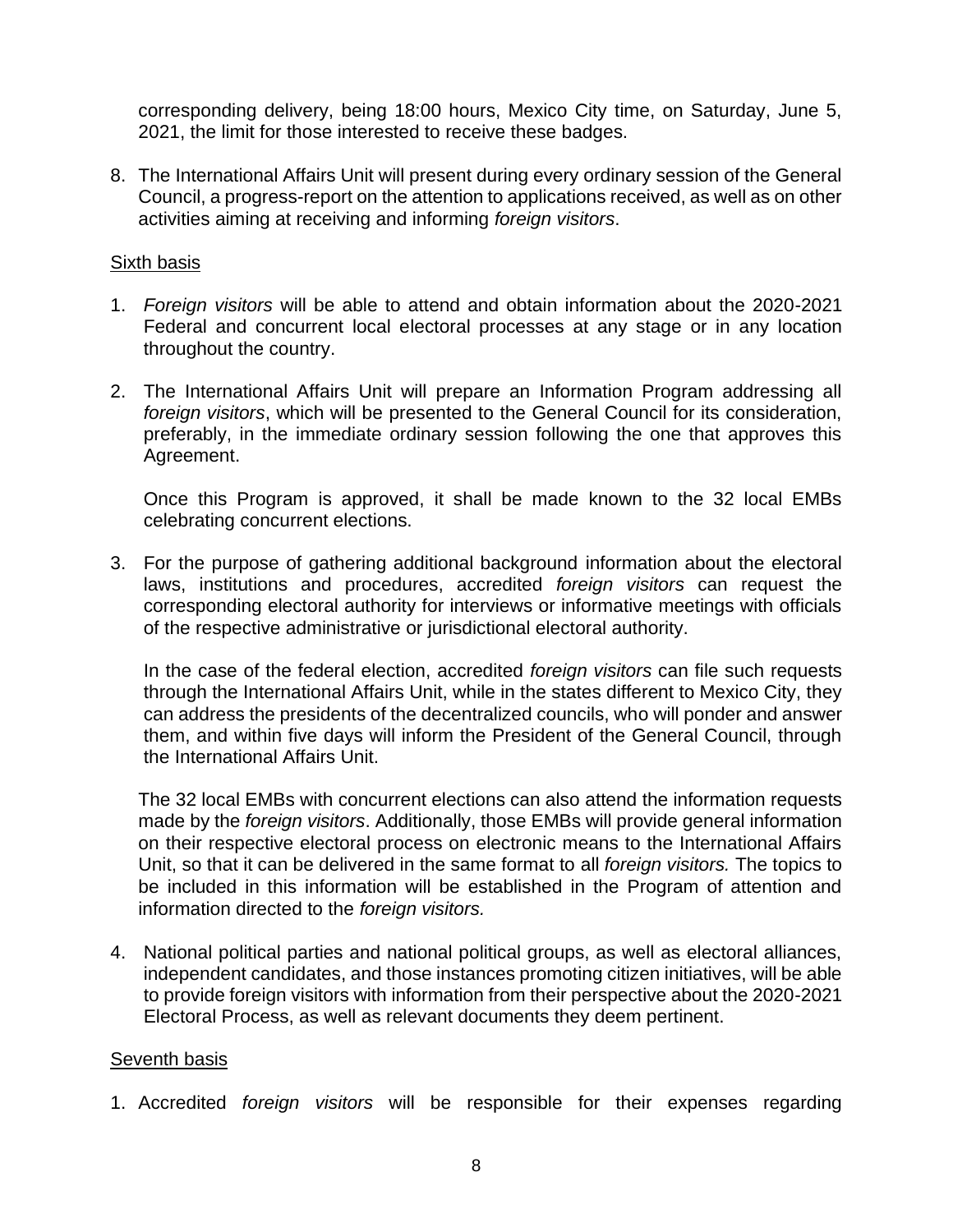corresponding delivery, being 18:00 hours, Mexico City time, on Saturday, June 5, 2021, the limit for those interested to receive these badges.

8. The International Affairs Unit will present during every ordinary session of the General Council, a progress-report on the attention to applications received, as well as on other activities aiming at receiving and informing *foreign visitors*.

Sixth basis

1. *Foreign visitors* will be able to attend and obtain information about the 2020-2021 Federal and concurrent local electoral processes at any stage or in any location throughout the country.

2. The International Affairs Unit will prepare an Information Program addressing all *foreign visitors*, which will be presented to the General Council for its consideration, preferably, in the immediate ordinary session following the one that approves this Agreement.

   Once this Program is approved, it shall be made known to the 32 local EMBs celebrating concurrent elections.

3. For the purpose of gathering additional background information about the electoral laws, institutions and procedures, accredited *foreign visitors* can request the corresponding electoral authority for interviews or informative meetings with officials of the respective administrative or jurisdictional electoral authority.

   In the case of the federal election, accredited *foreign visitors* can file such requests through the International Affairs Unit, while in the states different to Mexico City, they can address the presidents of the decentralized councils, who will ponder and answer them, and within five days will inform the President of the General Council, through the International Affairs Unit.

   The 32 local EMBs with concurrent elections can also attend the information requests made by the *foreign visitors*. Additionally, those EMBs will provide general information on their respective electoral process on electronic means to the International Affairs Unit, so that it can be delivered in the same format to all *foreign visitors.* The topics to be included in this information will be established in the Program of attention and information directed to the *foreign visitors.*

4. National political parties and national political groups, as well as electoral alliances, independent candidates, and those instances promoting citizen initiatives, will be able to provide foreign visitors with information from their perspective about the 2020-2021 Electoral Process, as well as relevant documents they deem pertinent.

Seventh basis

1. Accredited *foreign visitors* will be responsible for their expenses regarding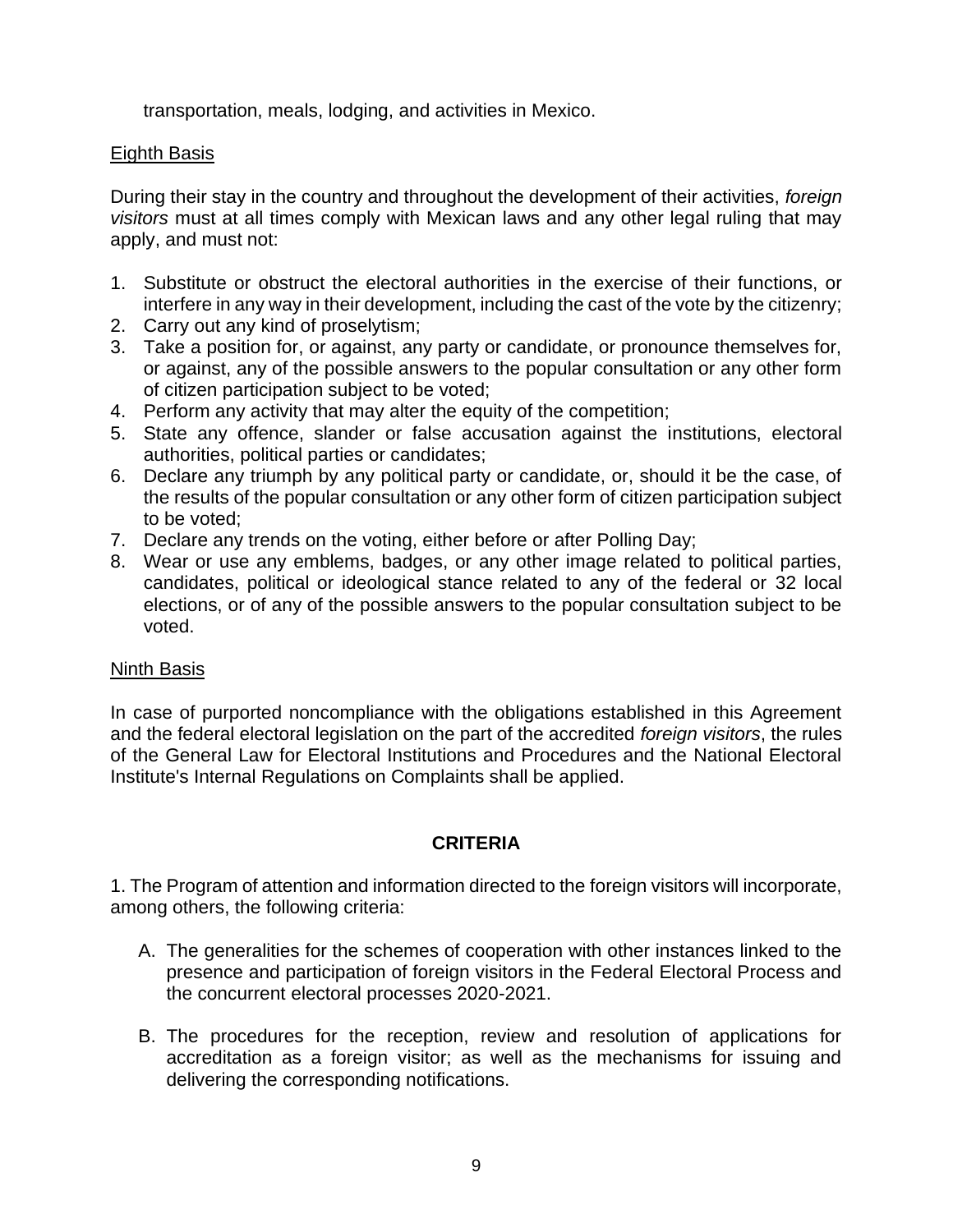transportation, meals, lodging, and activities in Mexico.

Eighth Basis

During their stay in the country and throughout the development of their activities, *foreign visitors* must at all times comply with Mexican laws and any other legal ruling that may apply, and must not:

1. Substitute or obstruct the electoral authorities in the exercise of their functions, or interfere in any way in their development, including the cast of the vote by the citizenry;
2. Carry out any kind of proselytism;
3. Take a position for, or against, any party or candidate, or pronounce themselves for, or against, any of the possible answers to the popular consultation or any other form of citizen participation subject to be voted;
4. Perform any activity that may alter the equity of the competition;
5. State any offence, slander or false accusation against the institutions, electoral authorities, political parties or candidates;
6. Declare any triumph by any political party or candidate, or, should it be the case, of the results of the popular consultation or any other form of citizen participation subject to be voted;
7. Declare any trends on the voting, either before or after Polling Day;
8. Wear or use any emblems, badges, or any other image related to political parties, candidates, political or ideological stance related to any of the federal or 32 local elections, or of any of the possible answers to the popular consultation subject to be voted.

Ninth Basis

In case of purported noncompliance with the obligations established in this Agreement and the federal electoral legislation on the part of the accredited *foreign visitors*, the rules of the General Law for Electoral Institutions and Procedures and the National Electoral Institute's Internal Regulations on Complaints shall be applied.

## CRITERIA

1. The Program of attention and information directed to the foreign visitors will incorporate, among others, the following criteria:

A. The generalities for the schemes of cooperation with other instances linked to the presence and participation of foreign visitors in the Federal Electoral Process and the concurrent electoral processes 2020-2021.

B. The procedures for the reception, review and resolution of applications for accreditation as a foreign visitor; as well as the mechanisms for issuing and delivering the corresponding notifications.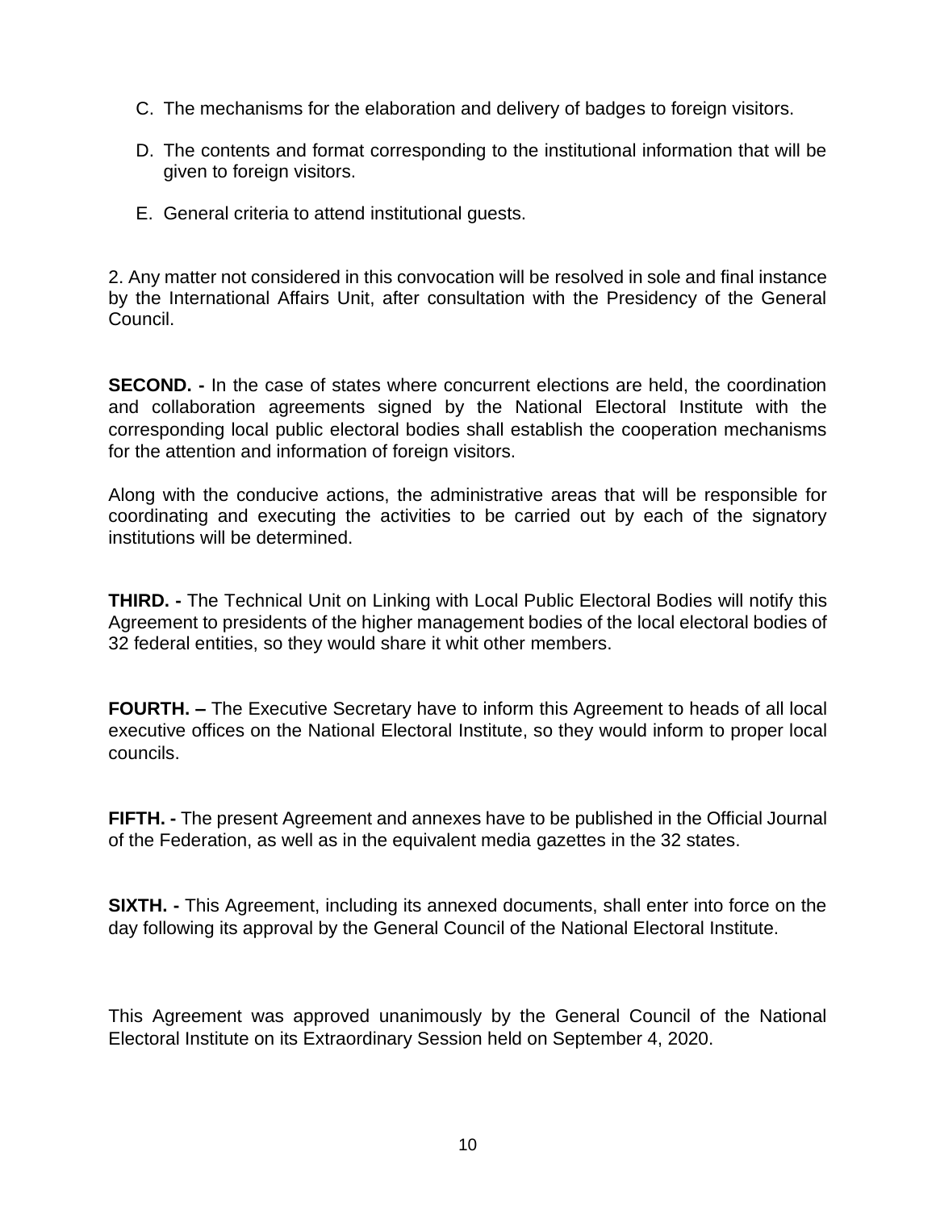C. The mechanisms for the elaboration and delivery of badges to foreign visitors.

D. The contents and format corresponding to the institutional information that will be given to foreign visitors.

E. General criteria to attend institutional guests.

2. Any matter not considered in this convocation will be resolved in sole and final instance by the International Affairs Unit, after consultation with the Presidency of the General Council.

**SECOND. -** In the case of states where concurrent elections are held, the coordination and collaboration agreements signed by the National Electoral Institute with the corresponding local public electoral bodies shall establish the cooperation mechanisms for the attention and information of foreign visitors.

Along with the conducive actions, the administrative areas that will be responsible for coordinating and executing the activities to be carried out by each of the signatory institutions will be determined.

**THIRD. -** The Technical Unit on Linking with Local Public Electoral Bodies will notify this Agreement to presidents of the higher management bodies of the local electoral bodies of 32 federal entities, so they would share it whit other members.

**FOURTH. –** The Executive Secretary have to inform this Agreement to heads of all local executive offices on the National Electoral Institute, so they would inform to proper local councils.

**FIFTH. -** The present Agreement and annexes have to be published in the Official Journal of the Federation, as well as in the equivalent media gazettes in the 32 states.

**SIXTH. -** This Agreement, including its annexed documents, shall enter into force on the day following its approval by the General Council of the National Electoral Institute.

This Agreement was approved unanimously by the General Council of the National Electoral Institute on its Extraordinary Session held on September 4, 2020.